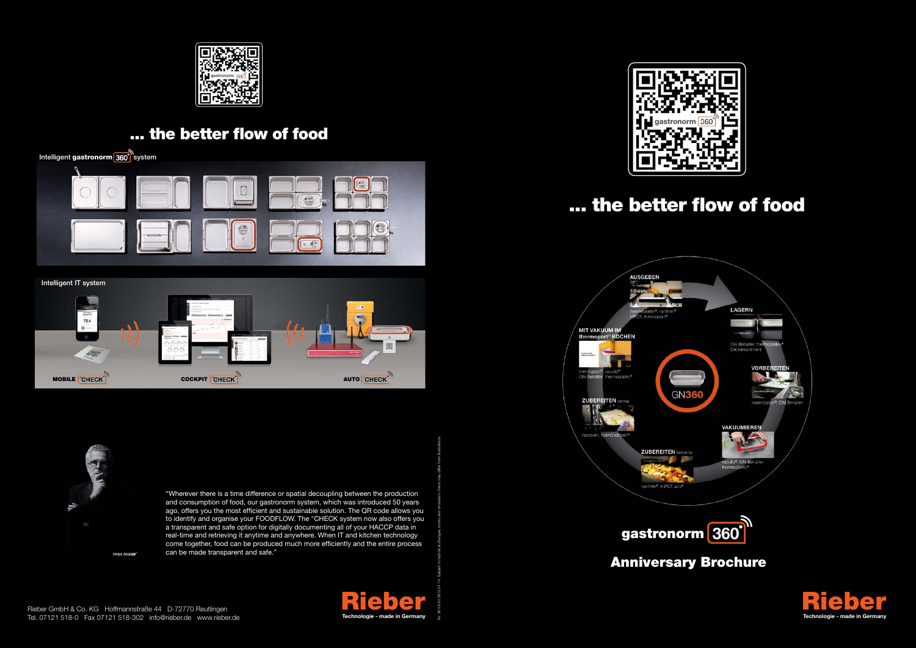## ... the better flow of food

Intelligent **gastronorm** 360° system

Intelligent IT system

MOBILE CHECK

COCKPIT CHECK

AUTO CHECK

max maier

"Wherever there is a time difference or spatial decoupling between the production and consumption of food, our gastronorm system, which was introduced 50 years ago, offers you the most efficient and sustainable solution. The QR code allows you to identify and organise your FOODFLOW. The °CHECK system now also offers you a transparent and safe option for digitally documenting all of your HACCP data in real-time and retrieving it anytime and anywhere. When IT and kitchen technology come together, food can be produced much more efficiently and the entire process can be made transparent and safe."

Rieber GmbH & Co. KG Hoffmannstraße 44 D-72770 Reutlingen
Tel. 07121 518-0 Fax 07121 518-302 info@rieber.de www.rieber.de

**Rieber**
Technologie - made in Germany

Nr. 36 59 82 28/3 04.14. Subject to technical changes, errors and omissions. Items may differ from illustrations.

## ... the better flow of food

AUSGEBEN
thermoplates®, varithek®
KIPOT, thermoport®

LAGERN
GN-Behälter, thermoplates®
Deckelsortiment

VORBEREITEN
waterstation®, GN-Behälter

VAKUUMIEREN
vaculdi®, GN-Behälter,
thermoplates®

ZUBEREITEN horizontal
varithek®, KIPOT, acs®

ZUBEREITEN vertikal
navioven, hybrid kitchen®

MIT VAKUUM IM thermoport® KOCHEN
thermoport®, vaculid®
GN-Behälter, thermoplates®

GN360

**gastronorm 360°**

# Anniversary Brochure

**Rieber**
Technologie - made in Germany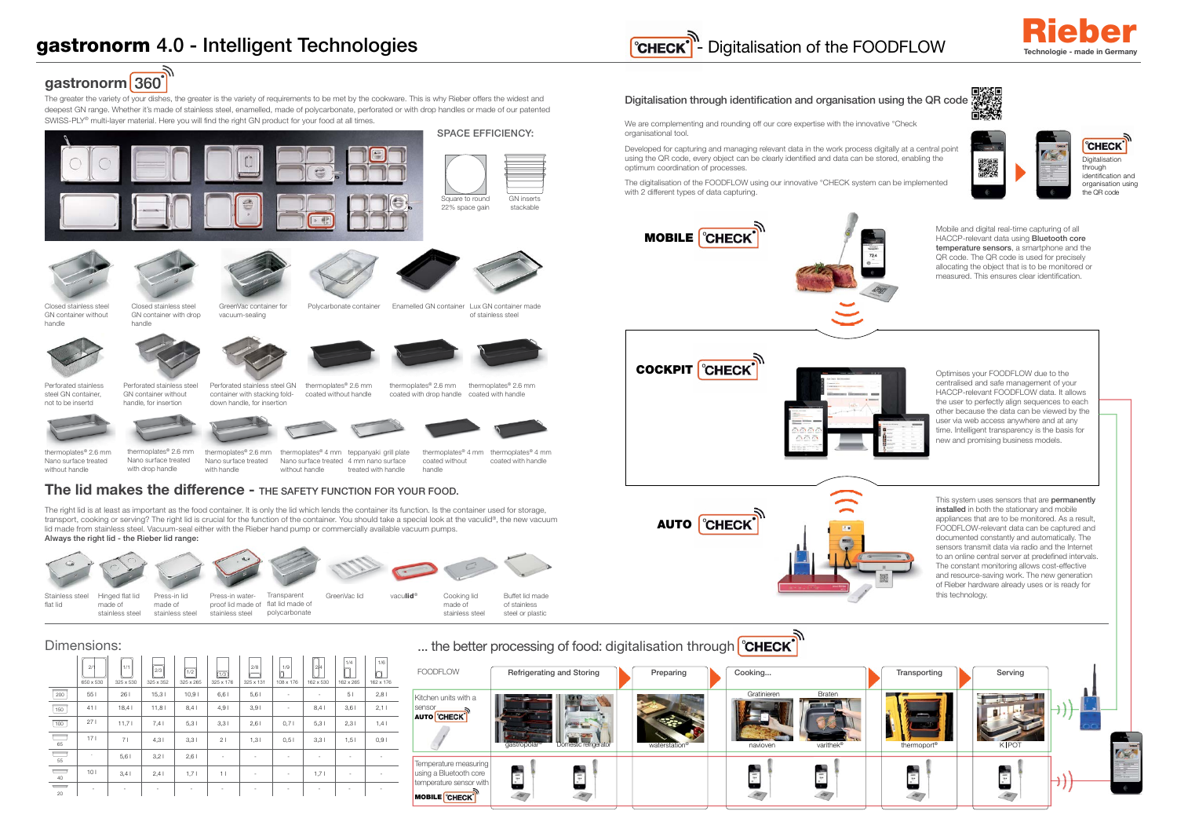# gastronorm 4.0 - Intelligent Technologies

°CHECK - Digitalisation of the FOODFLOW

Rieber
Technologie - made in Germany

## gastronorm 360°

The greater the variety of your dishes, the greater is the variety of requirements to be met by the cookware. This is why Rieber offers the widest and deepest GN range. Whether it's made of stainless steel, enamelled, made of polycarbonate, perforated or with drop handles or made of our patented SWISS-PLY® multi-layer material. Here you will find the right GN product for your food at all times.

SPACE EFFICIENCY:

Square to round 22% space gain

GN inserts stackable

Closed stainless steel GN container without handle

Closed stainless steel GN container with drop handle

GreenVac container for vacuum-sealing

Polycarbonate container

Enamelled GN container

Lux GN container made of stainless steel

Perforated stainless steel GN container, not to be insertd

Perforated stainless steel GN container without handle, for insertion

Perforated stainless steel GN container with stacking fold-down handle, for insertion

thermoplates® 2.6 mm coated without handle

thermoplates® 2.6 mm coated with drop handle

thermoplates® 2.6 mm coated with handle

thermoplates® 2.6 mm Nano surface treated without handle

thermoplates® 2.6 mm Nano surface treated with drop handle

thermoplates® 2.6 mm Nano surface treated with handle

thermoplates® 4 mm Nano surface treated without handle

teppanyaki grill plate 4 mm nano surface treated with handle

thermoplates® 4 mm coated without handle

thermoplates® 4 mm coated with handle

## The lid makes the difference - THE SAFETY FUNCTION FOR YOUR FOOD.

The right lid is at least as important as the food container. It is only the lid which lends the container its function. Is the container used for storage, transport, cooking or serving? The right lid is crucial for the function of the container. You should take a special look at the vaculid®, the new vacuum lid made from stainless steel. Vacuum-seal either with the Rieber hand pump or commercially available vacuum pumps.
**Always the right lid - the Rieber lid range:**

Stainless steel flat lid

Hinged flat lid made of stainless steel

Press-in lid made of stainless steel

Press-in water-proof lid made of stainless steel

Transparent flat lid made of polycarbonate

GreenVac lid

vaculid®

Cooking lid made of stainless steel

Buffet lid made of stainless steel or plastic

## Dimensions:

| | 2/1 | 1/1 | 2/3 | 1/2 | 1/3 | 2/8 | 1/9 | 2/4 | 1/4 | 1/6 |
|---|---|---|---|---|---|---|---|---|---|---|
| | 650 x 530 | 325 x 530 | 325 x 352 | 325 x 265 | 325 x 176 | 325 x 131 | 108 x 176 | 162 x 530 | 162 x 265 | 162 x 176 |
| 200 | 55 l | 26 l | 15,3 l | 10,9 l | 6,6 l | 5,6 l | - | - | 5 l | 2,8 l |
| 150 | 41 l | 18,4 l | 11,8 l | 8,4 l | 4,9 l | 3,9 l | - | 8,4 l | 3,6 l | 2,1 l |
| 100 | 27 l | 11,7 l | 7,4 l | 5,3 l | 3,3 l | 2,6 l | 0,7 l | 5,3 l | 2,3 l | 1,4 l |
| 65 | 17 l | 7 l | 4,3 l | 3,3 l | 2 l | 1,3 l | 0,5 l | 3,3 l | 1,5 l | 0,9 l |
| 55 | - | 5,6 l | 3,2 l | 2,6 l | - | - | - | - | - | - |
| 40 | 10 l | 3,4 l | 2,4 l | 1,7 l | 1 l | - | - | 1,7 l | - | - |
| 20 | - | - | - | - | - | - | - | - | - | - |

## Digitalisation through identification and organisation using the QR code

We are complementing and rounding off our core expertise with the innovative °Check organisational tool.

Developed for capturing and managing relevant data in the work process digitally at a central point using the QR code, every object can be clearly identified and data can be stored, enabling the optimum coordination of processes.

The digitalisation of the FOODFLOW using our innovative °CHECK system can be implemented with 2 different types of data capturing.

°CHECK Digitalisation through identification and organisation using the QR code

### MOBILE °CHECK

Mobile and digital real-time capturing of all HACCP-relevant data using **Bluetooth core temperature sensors**, a smartphone and the QR code. The QR code is used for precisely allocating the object that is to be monitored or measured. This ensures clear identification.

### COCKPIT °CHECK

Optimises your FOODFLOW due to the centralised and safe management of your HACCP-relevant FOODFLOW data. It allows the user to perfectly align sequences to each other because the data can be viewed by the user via web access anywhere and at any time. Intelligent transparency is the basis for new and promising business models.

### AUTO °CHECK

This system uses sensors that are **permanently installed** in both the stationary and mobile appliances that are to be monitored. As a result, FOODFLOW-relevant data can be captured and documented constantly and automatically. The sensors transmit data via radio and the Internet to an online central server at predefined intervals. The constant monitoring allows cost-effective and resource-saving work. The new generation of Rieber hardware already uses or is ready for this technology.

## ... the better processing of food: digitalisation through °CHECK

| FOODFLOW | Refrigerating and Storing | Preparing | Cooking... | Transporting | Serving |
|---|---|---|---|---|---|
| Kitchen units with a sensor AUTO °CHECK | gastropolar®, Domestic refrigerator | waterstation® | Gratinieren: navioven; Braten: varithek® | thermoport® | K\|POT |
| Temperature measuring using a Bluetooth core temperature sensor with MOBILE °CHECK | | | | | |